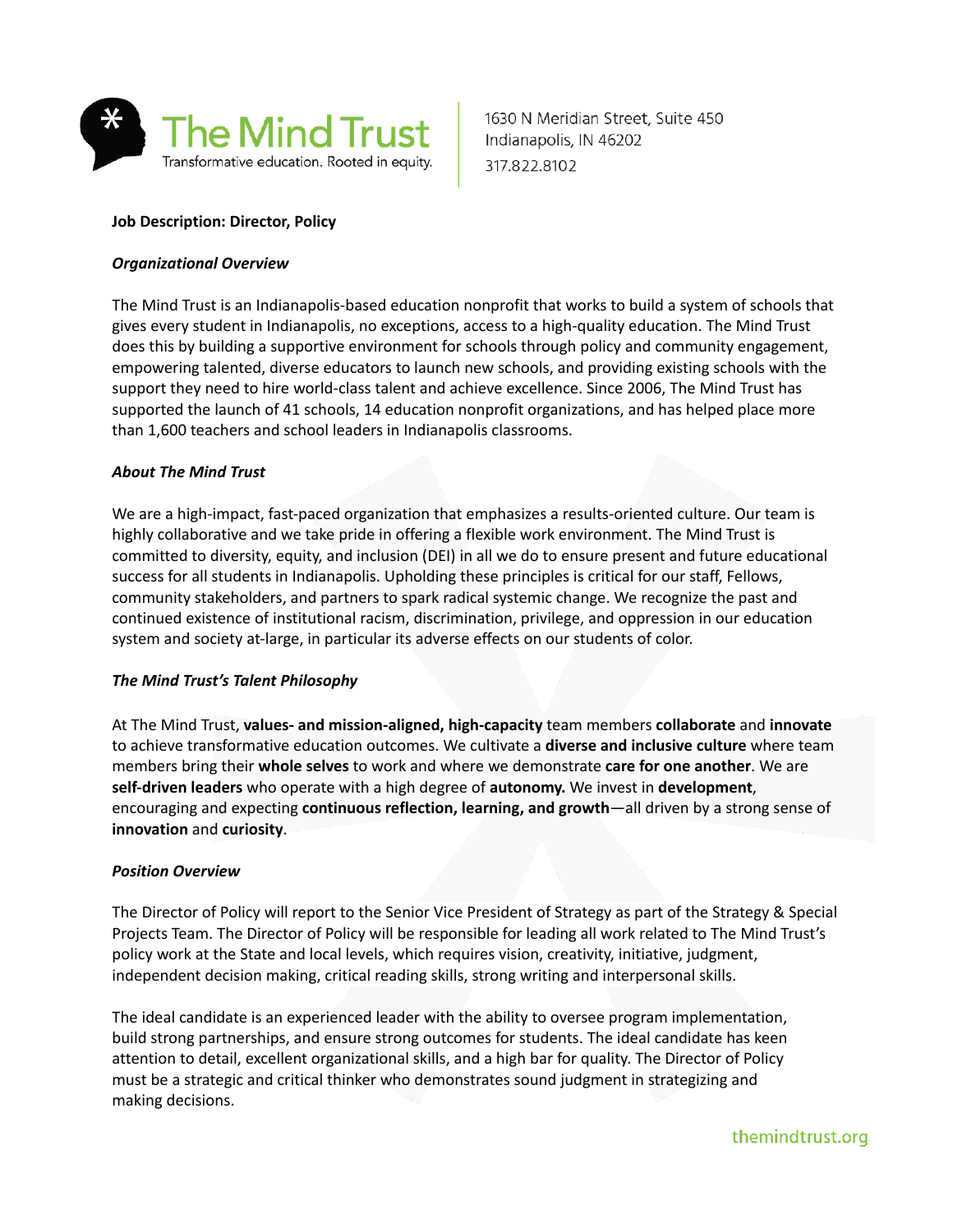The Mind Trust
Transformative education. Rooted in equity.

1630 N Meridian Street, Suite 450
Indianapolis, IN 46202
317.822.8102

**Job Description: Director, Policy**

***Organizational Overview***

The Mind Trust is an Indianapolis-based education nonprofit that works to build a system of schools that gives every student in Indianapolis, no exceptions, access to a high-quality education. The Mind Trust does this by building a supportive environment for schools through policy and community engagement, empowering talented, diverse educators to launch new schools, and providing existing schools with the support they need to hire world-class talent and achieve excellence. Since 2006, The Mind Trust has supported the launch of 41 schools, 14 education nonprofit organizations, and has helped place more than 1,600 teachers and school leaders in Indianapolis classrooms.

***About The Mind Trust***

We are a high-impact, fast-paced organization that emphasizes a results-oriented culture. Our team is highly collaborative and we take pride in offering a flexible work environment. The Mind Trust is committed to diversity, equity, and inclusion (DEI) in all we do to ensure present and future educational success for all students in Indianapolis. Upholding these principles is critical for our staff, Fellows, community stakeholders, and partners to spark radical systemic change. We recognize the past and continued existence of institutional racism, discrimination, privilege, and oppression in our education system and society at-large, in particular its adverse effects on our students of color.

***The Mind Trust's Talent Philosophy***

At The Mind Trust, **values- and mission-aligned, high-capacity** team members **collaborate** and **innovate** to achieve transformative education outcomes. We cultivate a **diverse and inclusive culture** where team members bring their **whole selves** to work and where we demonstrate **care for one another**. We are **self-driven leaders** who operate with a high degree of **autonomy.** We invest in **development**, encouraging and expecting **continuous reflection, learning, and growth**—all driven by a strong sense of **innovation** and **curiosity**.

***Position Overview***

The Director of Policy will report to the Senior Vice President of Strategy as part of the Strategy & Special Projects Team. The Director of Policy will be responsible for leading all work related to The Mind Trust's policy work at the State and local levels, which requires vision, creativity, initiative, judgment, independent decision making, critical reading skills, strong writing and interpersonal skills.

The ideal candidate is an experienced leader with the ability to oversee program implementation, build strong partnerships, and ensure strong outcomes for students. The ideal candidate has keen attention to detail, excellent organizational skills, and a high bar for quality. The Director of Policy must be a strategic and critical thinker who demonstrates sound judgment in strategizing and making decisions.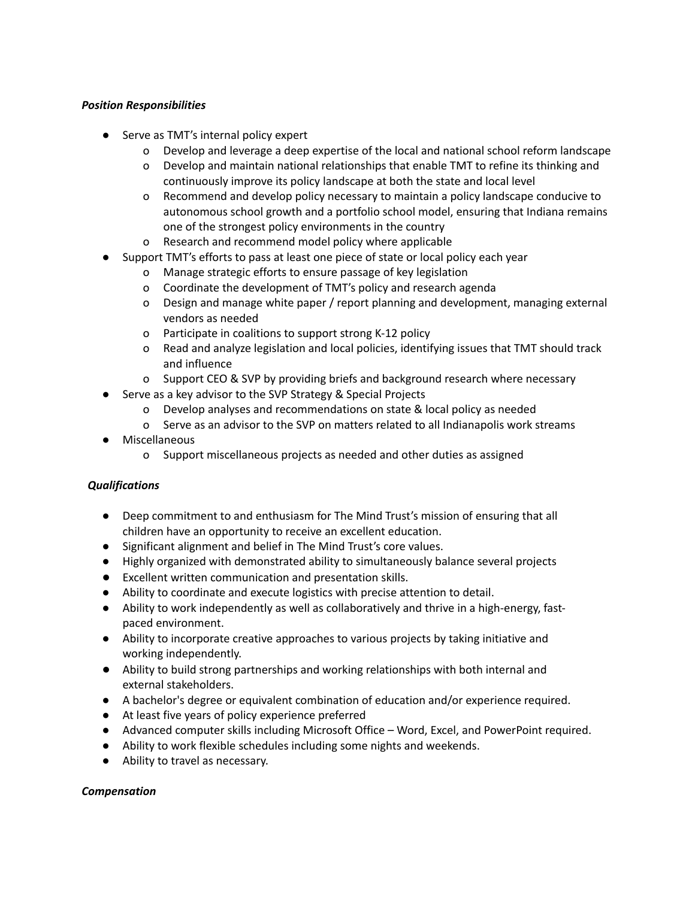***Position Responsibilities***

- Serve as TMT's internal policy expert
    - Develop and leverage a deep expertise of the local and national school reform landscape
    - Develop and maintain national relationships that enable TMT to refine its thinking and continuously improve its policy landscape at both the state and local level
    - Recommend and develop policy necessary to maintain a policy landscape conducive to autonomous school growth and a portfolio school model, ensuring that Indiana remains one of the strongest policy environments in the country
    - Research and recommend model policy where applicable
- Support TMT's efforts to pass at least one piece of state or local policy each year
    - Manage strategic efforts to ensure passage of key legislation
    - Coordinate the development of TMT's policy and research agenda
    - Design and manage white paper / report planning and development, managing external vendors as needed
    - Participate in coalitions to support strong K-12 policy
    - Read and analyze legislation and local policies, identifying issues that TMT should track and influence
    - Support CEO & SVP by providing briefs and background research where necessary
- Serve as a key advisor to the SVP Strategy & Special Projects
    - Develop analyses and recommendations on state & local policy as needed
    - Serve as an advisor to the SVP on matters related to all Indianapolis work streams
- Miscellaneous
    - Support miscellaneous projects as needed and other duties as assigned

***Qualifications***

- Deep commitment to and enthusiasm for The Mind Trust's mission of ensuring that all children have an opportunity to receive an excellent education.
- Significant alignment and belief in The Mind Trust's core values.
- Highly organized with demonstrated ability to simultaneously balance several projects
- Excellent written communication and presentation skills.
- Ability to coordinate and execute logistics with precise attention to detail.
- Ability to work independently as well as collaboratively and thrive in a high-energy, fast-paced environment.
- Ability to incorporate creative approaches to various projects by taking initiative and working independently.
- Ability to build strong partnerships and working relationships with both internal and external stakeholders.
- A bachelor's degree or equivalent combination of education and/or experience required.
- At least five years of policy experience preferred
- Advanced computer skills including Microsoft Office – Word, Excel, and PowerPoint required.
- Ability to work flexible schedules including some nights and weekends.
- Ability to travel as necessary.

***Compensation***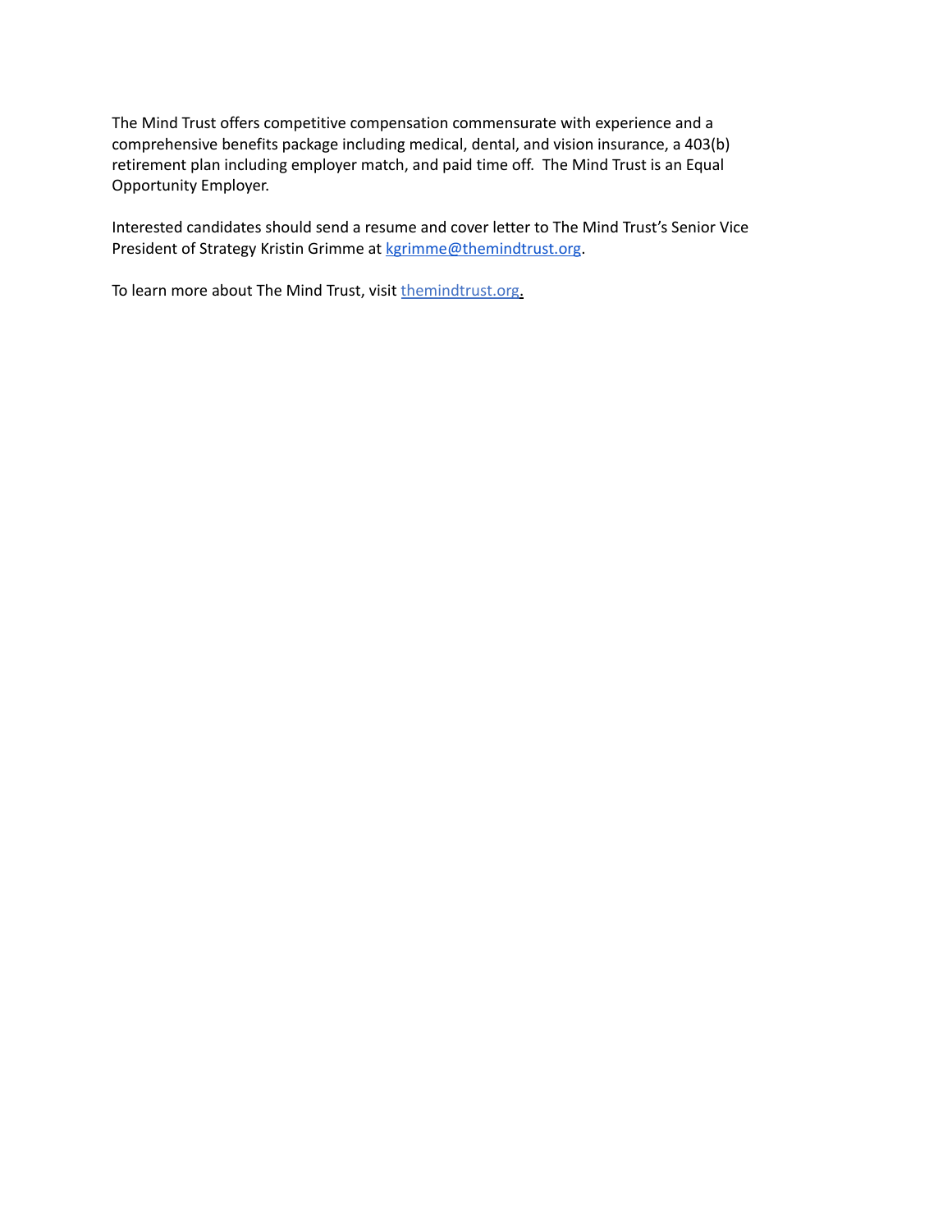The Mind Trust offers competitive compensation commensurate with experience and a comprehensive benefits package including medical, dental, and vision insurance, a 403(b) retirement plan including employer match, and paid time off. The Mind Trust is an Equal Opportunity Employer.

Interested candidates should send a resume and cover letter to The Mind Trust's Senior Vice President of Strategy Kristin Grimme at kgrimme@themindtrust.org.

To learn more about The Mind Trust, visit themindtrust.org.